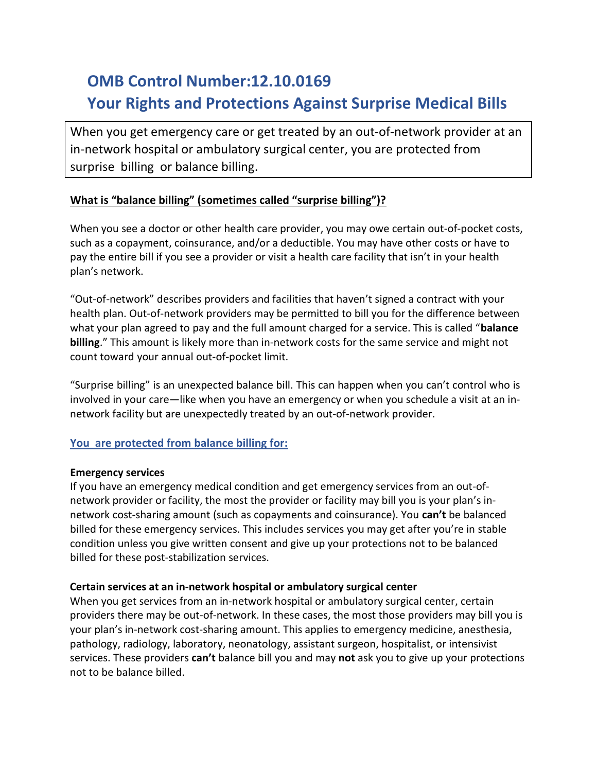# OMB Control Number:12.10.0169

# Your Rights and Protections Against Surprise Medical Bills

When you get emergency care or get treated by an out-of-network provider at an in-network hospital or ambulatory surgical center, you are protected from surprise billing or balance billing.

**What is "balance billing" (sometimes called "surprise billing")?**

When you see a doctor or other health care provider, you may owe certain out-of-pocket costs, such as a copayment, coinsurance, and/or a deductible. You may have other costs or have to pay the entire bill if you see a provider or visit a health care facility that isn't in your health plan's network.

"Out-of-network" describes providers and facilities that haven't signed a contract with your health plan. Out-of-network providers may be permitted to bill you for the difference between what your plan agreed to pay and the full amount charged for a service. This is called "**balance billing**." This amount is likely more than in-network costs for the same service and might not count toward your annual out-of-pocket limit.

"Surprise billing" is an unexpected balance bill. This can happen when you can't control who is involved in your care—like when you have an emergency or when you schedule a visit at an in-network facility but are unexpectedly treated by an out-of-network provider.

## You are protected from balance billing for:

**Emergency services**

If you have an emergency medical condition and get emergency services from an out-of-network provider or facility, the most the provider or facility may bill you is your plan's in-network cost-sharing amount (such as copayments and coinsurance). You **can't** be balanced billed for these emergency services. This includes services you may get after you're in stable condition unless you give written consent and give up your protections not to be balanced billed for these post-stabilization services.

**Certain services at an in-network hospital or ambulatory surgical center**

When you get services from an in-network hospital or ambulatory surgical center, certain providers there may be out-of-network. In these cases, the most those providers may bill you is your plan's in-network cost-sharing amount. This applies to emergency medicine, anesthesia, pathology, radiology, laboratory, neonatology, assistant surgeon, hospitalist, or intensivist services. These providers **can't** balance bill you and may **not** ask you to give up your protections not to be balance billed.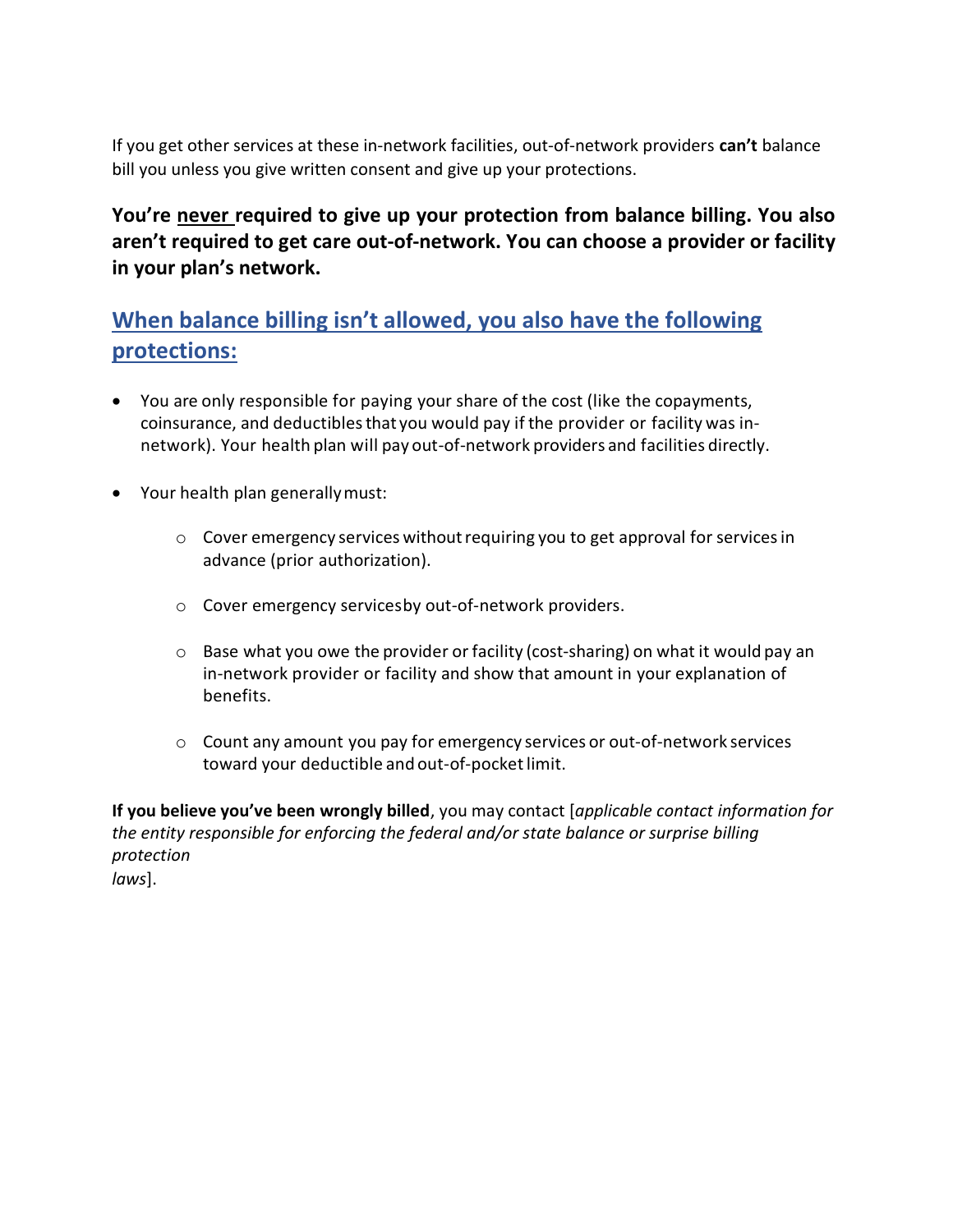If you get other services at these in-network facilities, out-of-network providers **can't** balance bill you unless you give written consent and give up your protections.

**You're never required to give up your protection from balance billing. You also aren't required to get care out-of-network. You can choose a provider or facility in your plan's network.**

## When balance billing isn't allowed, you also have the following protections:

- You are only responsible for paying your share of the cost (like the copayments, coinsurance, and deductibles that you would pay if the provider or facility was in-network). Your health plan will pay out-of-network providers and facilities directly.

- Your health plan generally must:
  - Cover emergency services without requiring you to get approval for services in advance (prior authorization).
  - Cover emergency services by out-of-network providers.
  - Base what you owe the provider or facility (cost-sharing) on what it would pay an in-network provider or facility and show that amount in your explanation of benefits.
  - Count any amount you pay for emergency services or out-of-network services toward your deductible and out-of-pocket limit.

**If you believe you've been wrongly billed**, you may contact [*applicable contact information for the entity responsible for enforcing the federal and/or state balance or surprise billing protection laws*].